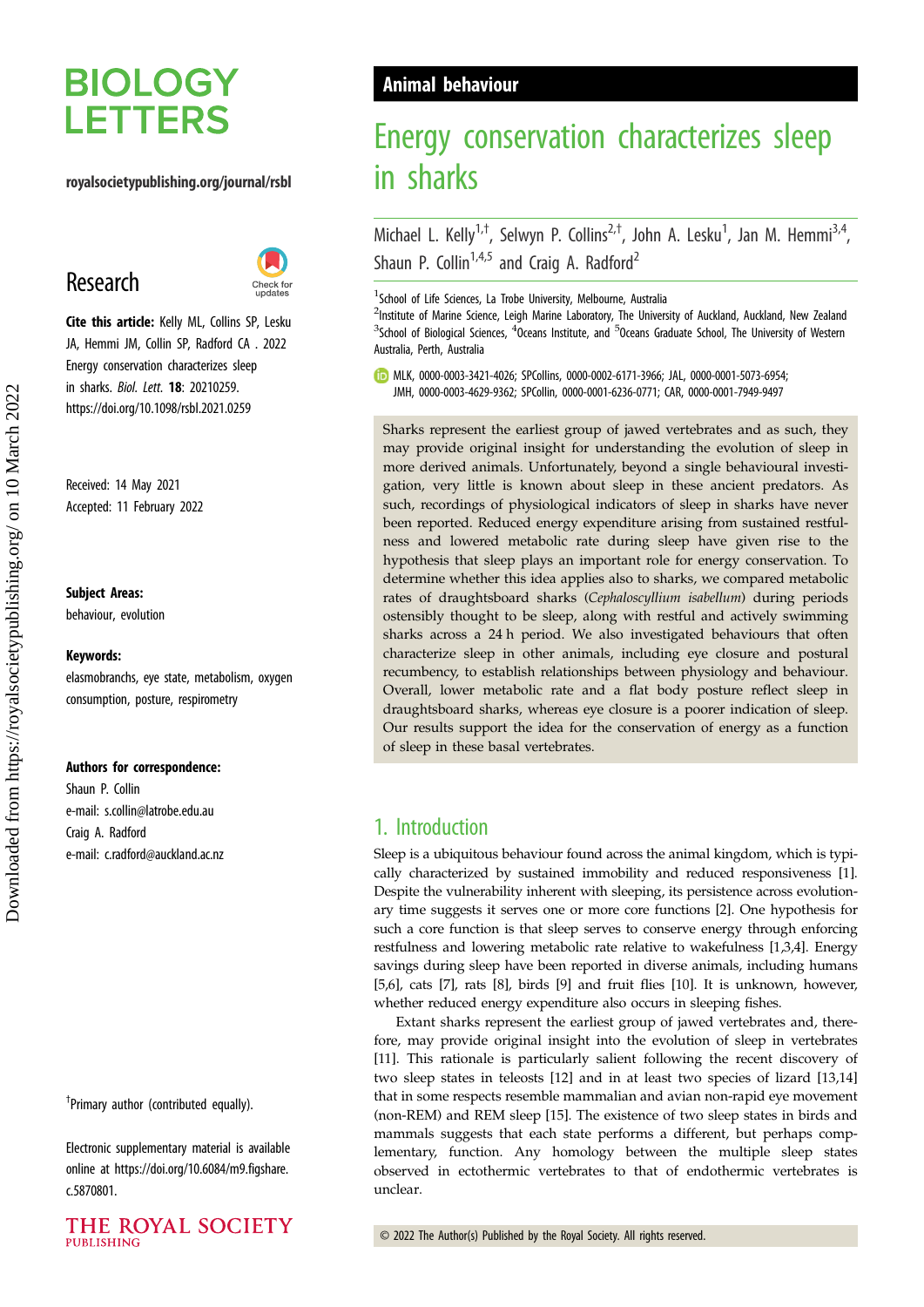# BIOLOGY LETTERS

royalsocietypublishing.org/journal/rsbl

## Research

**Cite this article:** Kelly ML, Collins SP, Lesku JA, Hemmi JM, Collin SP, Radford CA . 2022 Energy conservation characterizes sleep in sharks. *Biol. Lett.* **18**: 20210259. https://doi.org/10.1098/rsbl.2021.0259

Received: 14 May 2021
Accepted: 11 February 2022

**Subject Areas:**
behaviour, evolution

**Keywords:**
elasmobranchs, eye state, metabolism, oxygen consumption, posture, respirometry

**Authors for correspondence:**
Shaun P. Collin
e-mail: s.collin@latrobe.edu.au
Craig A. Radford
e-mail: c.radford@auckland.ac.nz

†Primary author (contributed equally).

Electronic supplementary material is available online at https://doi.org/10.6084/m9.figshare.c.5870801.

THE ROYAL SOCIETY PUBLISHING

**Animal behaviour**

# Energy conservation characterizes sleep in sharks

Michael L. Kelly[1,†], Selwyn P. Collins[2,†], John A. Lesku[1], Jan M. Hemmi[3,4], Shaun P. Collin[1,4,5] and Craig A. Radford[2]

[1]School of Life Sciences, La Trobe University, Melbourne, Australia
[2]Institute of Marine Science, Leigh Marine Laboratory, The University of Auckland, Auckland, New Zealand
[3]School of Biological Sciences, [4]Oceans Institute, and [5]Oceans Graduate School, The University of Western Australia, Perth, Australia

MLK, 0000-0003-3421-4026; SPCollins, 0000-0002-6171-3966; JAL, 0000-0001-5073-6954; JMH, 0000-0003-4629-9362; SPCollin, 0000-0001-6236-0771; CAR, 0000-0001-7949-9497

Sharks represent the earliest group of jawed vertebrates and as such, they may provide original insight for understanding the evolution of sleep in more derived animals. Unfortunately, beyond a single behavioural investigation, very little is known about sleep in these ancient predators. As such, recordings of physiological indicators of sleep in sharks have never been reported. Reduced energy expenditure arising from sustained restfulness and lowered metabolic rate during sleep have given rise to the hypothesis that sleep plays an important role for energy conservation. To determine whether this idea applies also to sharks, we compared metabolic rates of draughtsboard sharks (*Cephaloscyllium isabellum*) during periods ostensibly thought to be sleep, along with restful and actively swimming sharks across a 24 h period. We also investigated behaviours that often characterize sleep in other animals, including eye closure and postural recumbency, to establish relationships between physiology and behaviour. Overall, lower metabolic rate and a flat body posture reflect sleep in draughtsboard sharks, whereas eye closure is a poorer indication of sleep. Our results support the idea for the conservation of energy as a function of sleep in these basal vertebrates.

## 1. Introduction

Sleep is a ubiquitous behaviour found across the animal kingdom, which is typically characterized by sustained immobility and reduced responsiveness [1]. Despite the vulnerability inherent with sleeping, its persistence across evolutionary time suggests it serves one or more core functions [2]. One hypothesis for such a core function is that sleep serves to conserve energy through enforcing restfulness and lowering metabolic rate relative to wakefulness [1,3,4]. Energy savings during sleep have been reported in diverse animals, including humans [5,6], cats [7], rats [8], birds [9] and fruit flies [10]. It is unknown, however, whether reduced energy expenditure also occurs in sleeping fishes.

Extant sharks represent the earliest group of jawed vertebrates and, therefore, may provide original insight into the evolution of sleep in vertebrates [11]. This rationale is particularly salient following the recent discovery of two sleep states in teleosts [12] and in at least two species of lizard [13,14] that in some respects resemble mammalian and avian non-rapid eye movement (non-REM) and REM sleep [15]. The existence of two sleep states in birds and mammals suggests that each state performs a different, but perhaps complementary, function. Any homology between the multiple sleep states observed in ectothermic vertebrates to that of endothermic vertebrates is unclear.

© 2022 The Author(s) Published by the Royal Society. All rights reserved.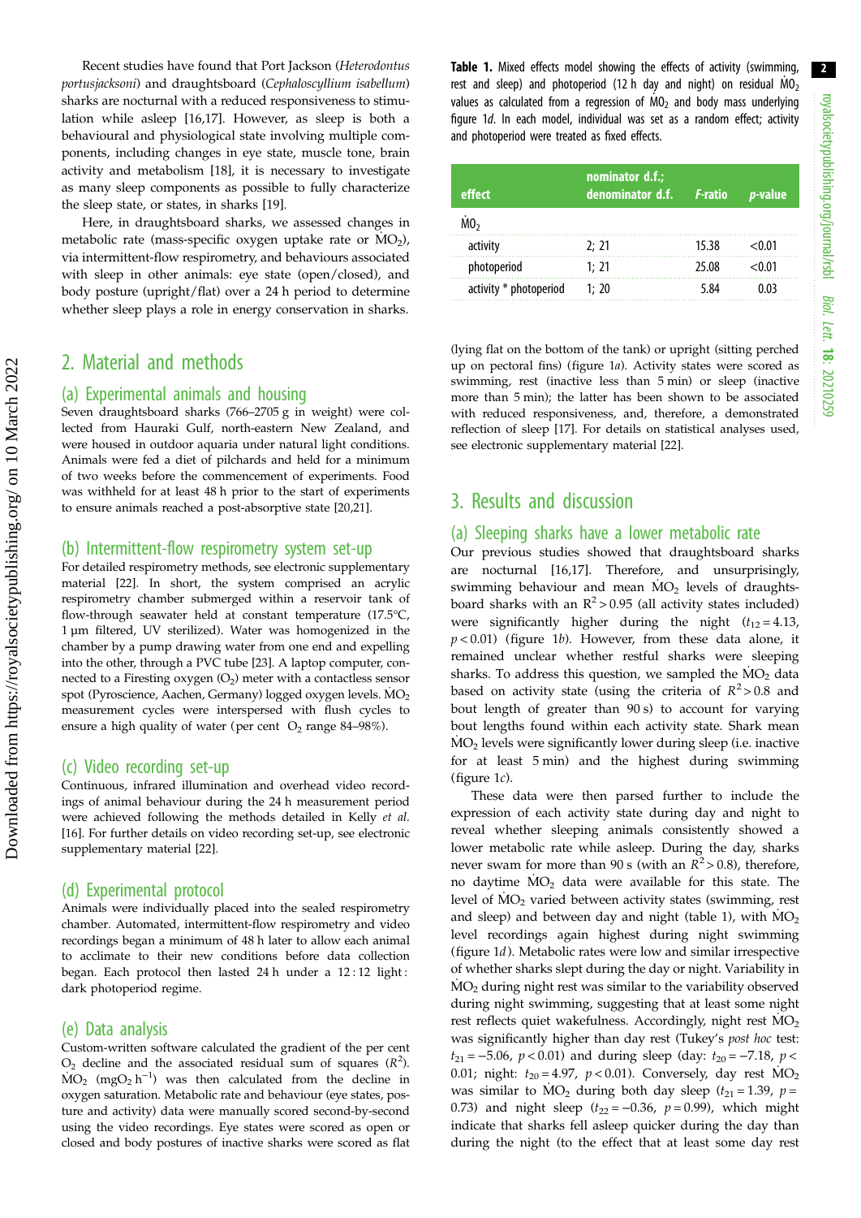Recent studies have found that Port Jackson (*Heterodontus portusjacksoni*) and draughtsboard (*Cephaloscyllium isabellum*) sharks are nocturnal with a reduced responsiveness to stimulation while asleep [16,17]. However, as sleep is both a behavioural and physiological state involving multiple components, including changes in eye state, muscle tone, brain activity and metabolism [18], it is necessary to investigate as many sleep components as possible to fully characterize the sleep state, or states, in sharks [19].

Here, in draughtsboard sharks, we assessed changes in metabolic rate (mass-specific oxygen uptake rate or $\dot{M}O_2$), via intermittent-flow respirometry, and behaviours associated with sleep in other animals: eye state (open/closed), and body posture (upright/flat) over a 24 h period to determine whether sleep plays a role in energy conservation in sharks.

## 2. Material and methods

### (a) Experimental animals and housing

Seven draughtsboard sharks (766–2705 g in weight) were collected from Hauraki Gulf, north-eastern New Zealand, and were housed in outdoor aquaria under natural light conditions. Animals were fed a diet of pilchards and held for a minimum of two weeks before the commencement of experiments. Food was withheld for at least 48 h prior to the start of experiments to ensure animals reached a post-absorptive state [20,21].

### (b) Intermittent-flow respirometry system set-up

For detailed respirometry methods, see electronic supplementary material [22]. In short, the system comprised an acrylic respirometry chamber submerged within a reservoir tank of flow-through seawater held at constant temperature (17.5°C, 1 µm filtered, UV sterilized). Water was homogenized in the chamber by a pump drawing water from one end and expelling into the other, through a PVC tube [23]. A laptop computer, connected to a Firesting oxygen ($O_2$) meter with a contactless sensor spot (Pyroscience, Aachen, Germany) logged oxygen levels. $\dot{M}O_2$ measurement cycles were interspersed with flush cycles to ensure a high quality of water (per cent $O_2$ range 84–98%).

### (c) Video recording set-up

Continuous, infrared illumination and overhead video recordings of animal behaviour during the 24 h measurement period were achieved following the methods detailed in Kelly *et al.* [16]. For further details on video recording set-up, see electronic supplementary material [22].

### (d) Experimental protocol

Animals were individually placed into the sealed respirometry chamber. Automated, intermittent-flow respirometry and video recordings began a minimum of 48 h later to allow each animal to acclimate to their new conditions before data collection began. Each protocol then lasted 24 h under a 12 : 12 light : dark photoperiod regime.

### (e) Data analysis

Custom-written software calculated the gradient of the per cent $O_2$ decline and the associated residual sum of squares ($R^2$). $\dot{M}O_2$ ($mgO_2\ h^{-1}$) was then calculated from the decline in oxygen saturation. Metabolic rate and behaviour (eye states, posture and activity) data were manually scored second-by-second using the video recordings. Eye states were scored as open or closed and body postures of inactive sharks were scored as flat (lying flat on the bottom of the tank) or upright (sitting perched up on pectoral fins) (figure 1*a*). Activity states were scored as swimming, rest (inactive less than 5 min) or sleep (inactive more than 5 min); the latter has been shown to be associated with reduced responsiveness, and, therefore, a demonstrated reflection of sleep [17]. For details on statistical analyses used, see electronic supplementary material [22].

**Table 1.** Mixed effects model showing the effects of activity (swimming, rest and sleep) and photoperiod (12 h day and night) on residual $\dot{M}O_2$ values as calculated from a regression of $\dot{M}O_2$ and body mass underlying figure 1*d*. In each model, individual was set as a random effect; activity and photoperiod were treated as fixed effects.

| effect | nominator d.f.; denominator d.f. | *F*-ratio | *p*-value |
|---|---|---|---|
| $\dot{M}O_2$ | | | |
| activity | 2; 21 | 15.38 | <0.01 |
| photoperiod | 1; 21 | 25.08 | <0.01 |
| activity * photoperiod | 1; 20 | 5.84 | 0.03 |

## 3. Results and discussion

### (a) Sleeping sharks have a lower metabolic rate

Our previous studies showed that draughtsboard sharks are nocturnal [16,17]. Therefore, and unsurprisingly, swimming behaviour and mean $\dot{M}O_2$ levels of draughtsboard sharks with an $R^2 > 0.95$ (all activity states included) were significantly higher during the night ($t_{12} = 4.13$, $p < 0.01$) (figure 1*b*). However, from these data alone, it remained unclear whether restful sharks were sleeping sharks. To address this question, we sampled the $\dot{M}O_2$ data based on activity state (using the criteria of $R^2 > 0.8$ and bout length of greater than 90 s) to account for varying bout lengths found within each activity state. Shark mean $\dot{M}O_2$ levels were significantly lower during sleep (i.e. inactive for at least 5 min) and the highest during swimming (figure 1*c*).

These data were then parsed further to include the expression of each activity state during day and night to reveal whether sleeping animals consistently showed a lower metabolic rate while asleep. During the day, sharks never swam for more than 90 s (with an $R^2 > 0.8$), therefore, no daytime $\dot{M}O_2$ data were available for this state. The level of $\dot{M}O_2$ varied between activity states (swimming, rest and sleep) and between day and night (table 1), with $\dot{M}O_2$ level recordings again highest during night swimming (figure 1*d*). Metabolic rates were low and similar irrespective of whether sharks slept during the day or night. Variability in $\dot{M}O_2$ during night rest was similar to the variability observed during night swimming, suggesting that at least some night rest reflects quiet wakefulness. Accordingly, night rest $\dot{M}O_2$ was significantly higher than day rest (Tukey's *post hoc* test: $t_{21} = -5.06$, $p < 0.01$) and during sleep (day: $t_{20} = -7.18$, $p < 0.01$; night: $t_{20} = 4.97$, $p < 0.01$). Conversely, day rest $\dot{M}O_2$ was similar to $\dot{M}O_2$ during both day sleep ($t_{21} = 1.39$, $p = 0.73$) and night sleep ($t_{22} = -0.36$, $p = 0.99$), which might indicate that sharks fell asleep quicker during the day than during the night (to the effect that at least some day rest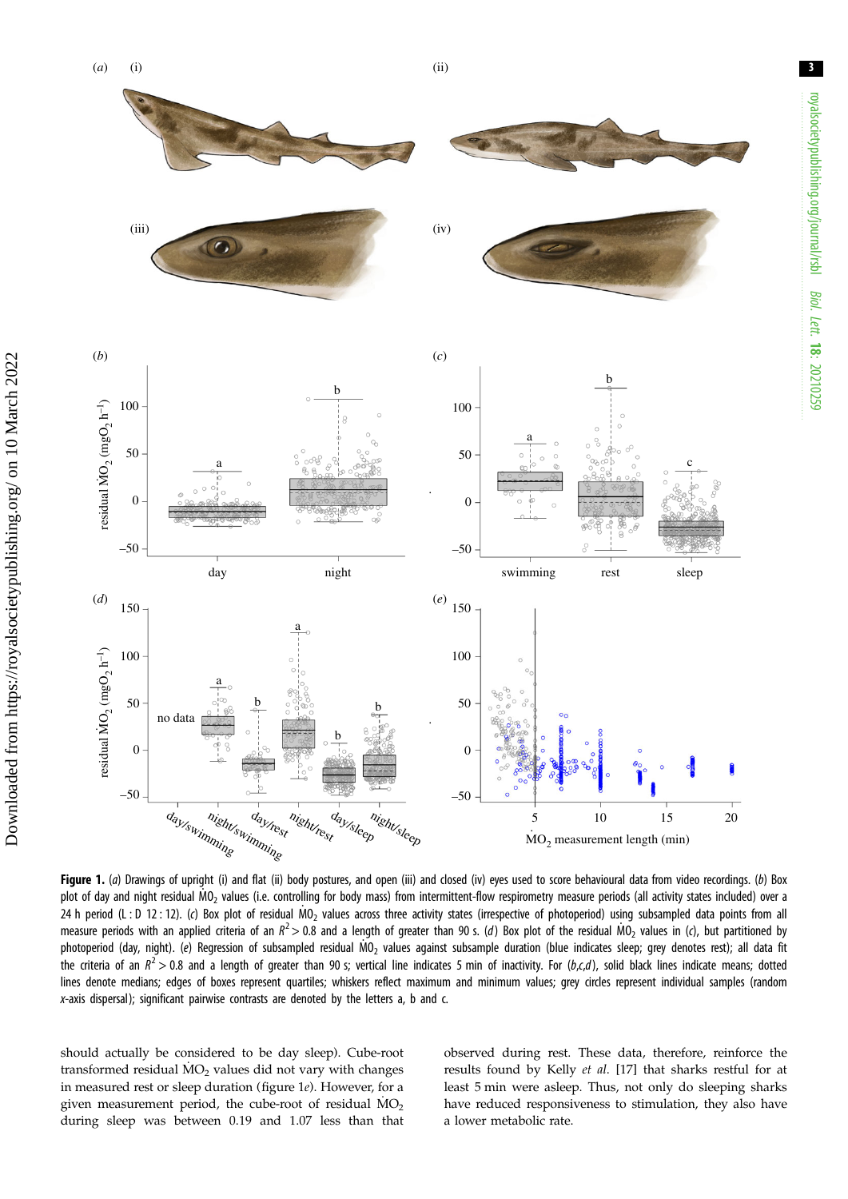**Figure 1.** (*a*) Drawings of upright (i) and flat (ii) body postures, and open (iii) and closed (iv) eyes used to score behavioural data from video recordings. (*b*) Box plot of day and night residual $\dot{M}O_2$ values (i.e. controlling for body mass) from intermittent-flow respirometry measure periods (all activity states included) over a 24 h period (L : D 12 : 12). (*c*) Box plot of residual $\dot{M}O_2$ values across three activity states (irrespective of photoperiod) using subsampled data points from all measure periods with an applied criteria of an $R^2 > 0.8$ and a length of greater than 90 s. (*d*) Box plot of the residual $\dot{M}O_2$ values in (*c*), but partitioned by photoperiod (day, night). (*e*) Regression of subsampled residual $\dot{M}O_2$ values against subsample duration (blue indicates sleep; grey denotes rest); all data fit the criteria of an $R^2 > 0.8$ and a length of greater than 90 s; vertical line indicates 5 min of inactivity. For (*b,c,d*), solid black lines indicate means; dotted lines denote medians; edges of boxes represent quartiles; whiskers reflect maximum and minimum values; grey circles represent individual samples (random *x*-axis dispersal); significant pairwise contrasts are denoted by the letters a, b and c.

should actually be considered to be day sleep). Cube-root transformed residual $\dot{M}O_2$ values did not vary with changes in measured rest or sleep duration (figure 1*e*). However, for a given measurement period, the cube-root of residual $\dot{M}O_2$ during sleep was between 0.19 and 1.07 less than that observed during rest. These data, therefore, reinforce the results found by Kelly *et al.* [17] that sharks restful for at least 5 min were asleep. Thus, not only do sleeping sharks have reduced responsiveness to stimulation, they also have a lower metabolic rate.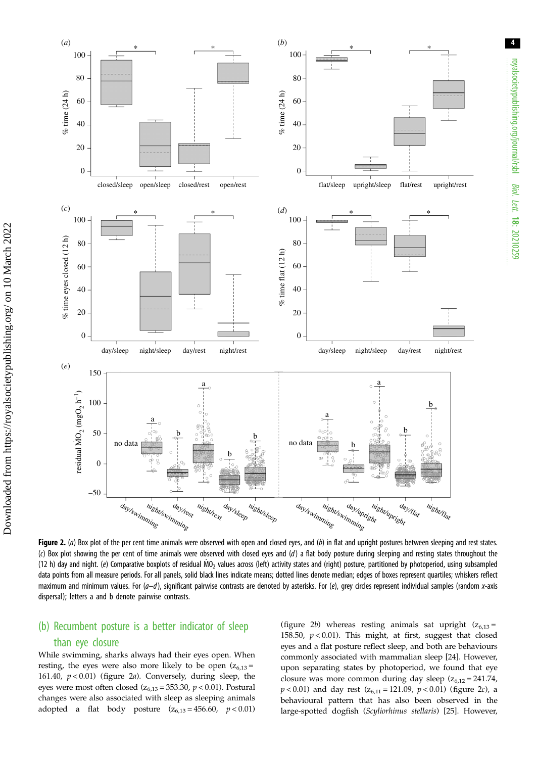**Figure 2.** (*a*) Box plot of the per cent time animals were observed with open and closed eyes, and (*b*) in flat and upright postures between sleeping and rest states. (*c*) Box plot showing the per cent of time animals were observed with closed eyes and (*d*) a flat body posture during sleeping and resting states throughout the (12 h) day and night. (*e*) Comparative boxplots of residual $\dot{M}O_2$ values across (left) activity states and (right) posture, partitioned by photoperiod, using subsampled data points from all measure periods. For all panels, solid black lines indicate means; dotted lines denote median; edges of boxes represent quartiles; whiskers reflect maximum and minimum values. For (*a–d*), significant pairwise contrasts are denoted by asterisks. For (*e*), grey circles represent individual samples (random *x*-axis dispersal); letters a and b denote pairwise contrasts.

## (b) Recumbent posture is a better indicator of sleep than eye closure

While swimming, sharks always had their eyes open. When resting, the eyes were also more likely to be open ($z_{6,13} = 161.40$, $p < 0.01$) (figure 2*a*). Conversely, during sleep, the eyes were most often closed ($z_{6,13} = 353.30$, $p < 0.01$). Postural changes were also associated with sleep as sleeping animals adopted a flat body posture ($z_{6,13} = 456.60$, $p < 0.01$) (figure 2*b*) whereas resting animals sat upright ($z_{6,13} = 158.50$, $p < 0.01$). This might, at first, suggest that closed eyes and a flat posture reflect sleep, and both are behaviours commonly associated with mammalian sleep [24]. However, upon separating states by photoperiod, we found that eye closure was more common during day sleep ($z_{6,12} = 241.74$, $p < 0.01$) and day rest ($z_{6,11} = 121.09$, $p < 0.01$) (figure 2*c*), a behavioural pattern that has also been observed in the large-spotted dogfish (*Scyliorhinus stellaris*) [25]. However,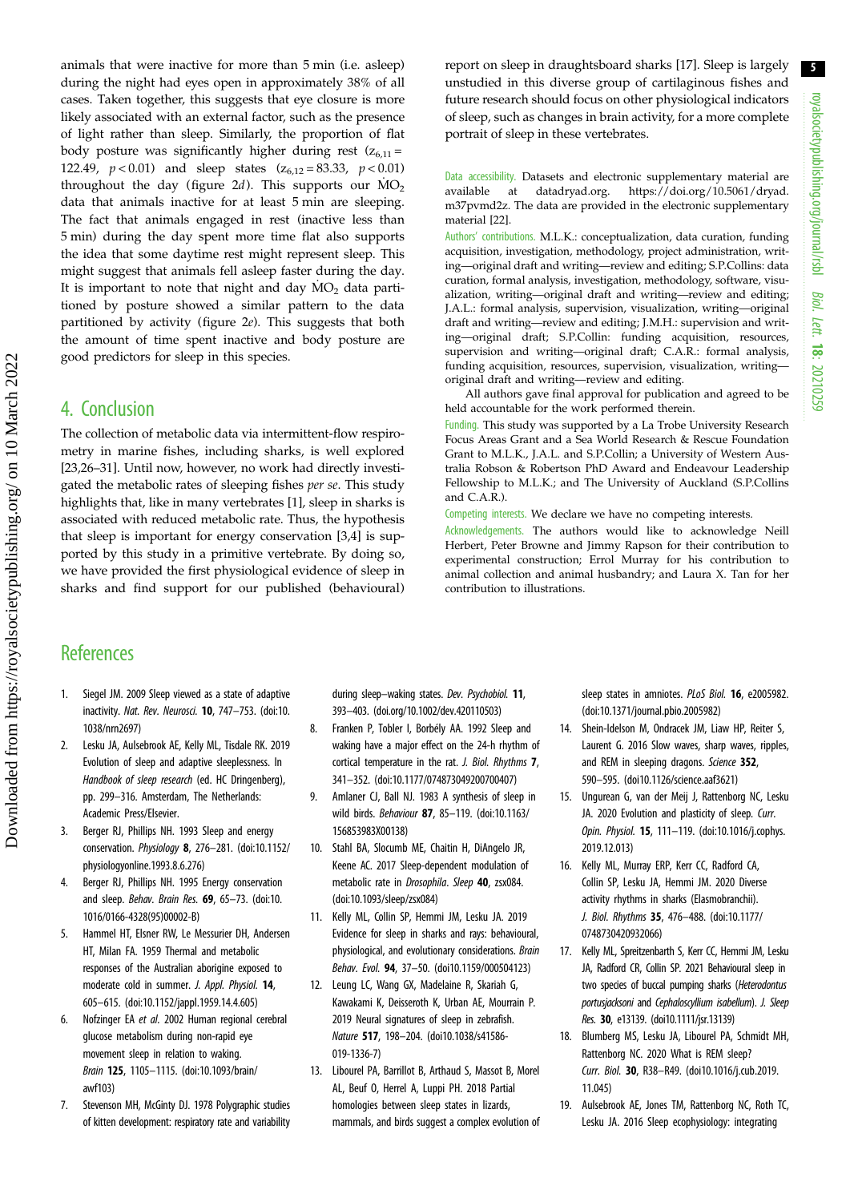animals that were inactive for more than 5 min (i.e. asleep) during the night had eyes open in approximately 38% of all cases. Taken together, this suggests that eye closure is more likely associated with an external factor, such as the presence of light rather than sleep. Similarly, the proportion of flat body posture was significantly higher during rest ($z_{6,11}$ = 122.49, $p < 0.01$) and sleep states ($z_{6,12}$ = 83.33, $p < 0.01$) throughout the day (figure 2*d*). This supports our $\dot{M}O_2$ data that animals inactive for at least 5 min are sleeping. The fact that animals engaged in rest (inactive less than 5 min) during the day spent more time flat also supports the idea that some daytime rest might represent sleep. This might suggest that animals fell asleep faster during the day. It is important to note that night and day $\dot{M}O_2$ data partitioned by posture showed a similar pattern to the data partitioned by activity (figure 2*e*). This suggests that both the amount of time spent inactive and body posture are good predictors for sleep in this species.

## 4. Conclusion

The collection of metabolic data via intermittent-flow respirometry in marine fishes, including sharks, is well explored [23,26–31]. Until now, however, no work had directly investigated the metabolic rates of sleeping fishes *per se*. This study highlights that, like in many vertebrates [1], sleep in sharks is associated with reduced metabolic rate. Thus, the hypothesis that sleep is important for energy conservation [3,4] is supported by this study in a primitive vertebrate. By doing so, we have provided the first physiological evidence of sleep in sharks and find support for our published (behavioural) report on sleep in draughtsboard sharks [17]. Sleep is largely unstudied in this diverse group of cartilaginous fishes and future research should focus on other physiological indicators of sleep, such as changes in brain activity, for a more complete portrait of sleep in these vertebrates.

Data accessibility. Datasets and electronic supplementary material are available at datadryad.org. https://doi.org/10.5061/dryad.m37pvmd2z. The data are provided in the electronic supplementary material [22].

Authors' contributions. M.L.K.: conceptualization, data curation, funding acquisition, investigation, methodology, project administration, writing—original draft and writing—review and editing; S.P.Collins: data curation, formal analysis, investigation, methodology, software, visualization, writing—original draft and writing—review and editing; J.A.L.: formal analysis, supervision, visualization, writing—original draft and writing—review and editing; J.M.H.: supervision and writing—original draft; S.P.Collin: funding acquisition, resources, supervision and writing—original draft; C.A.R.: formal analysis, funding acquisition, resources, supervision, visualization, writing—original draft and writing—review and editing.

All authors gave final approval for publication and agreed to be held accountable for the work performed therein.

Funding. This study was supported by a La Trobe University Research Focus Areas Grant and a Sea World Research & Rescue Foundation Grant to M.L.K., J.A.L. and S.P.Collin; a University of Western Australia Robson & Robertson PhD Award and Endeavour Leadership Fellowship to M.L.K.; and The University of Auckland (S.P.Collins and C.A.R.).

Competing interests. We declare we have no competing interests.

Acknowledgements. The authors would like to acknowledge Neill Herbert, Peter Browne and Jimmy Rapson for their contribution to experimental construction; Errol Murray for his contribution to animal collection and animal husbandry; and Laura X. Tan for her contribution to illustrations.

## References

1. Siegel JM. 2009 Sleep viewed as a state of adaptive inactivity. *Nat. Rev. Neurosci.* **10**, 747–753. (doi:10.1038/nrn2697)
2. Lesku JA, Aulsebrook AE, Kelly ML, Tisdale RK. 2019 Evolution of sleep and adaptive sleeplessness. In *Handbook of sleep research* (ed. HC Dringenberg), pp. 299–316. Amsterdam, The Netherlands: Academic Press/Elsevier.
3. Berger RJ, Phillips NH. 1993 Sleep and energy conservation. *Physiology* **8**, 276–281. (doi:10.1152/physiologyonline.1993.8.6.276)
4. Berger RJ, Phillips NH. 1995 Energy conservation and sleep. *Behav. Brain Res.* **69**, 65–73. (doi:10.1016/0166-4328(95)00002-B)
5. Hammel HT, Elsner RW, Le Messurier DH, Andersen HT, Milan FA. 1959 Thermal and metabolic responses of the Australian aborigine exposed to moderate cold in summer. *J. Appl. Physiol.* **14**, 605–615. (doi:10.1152/jappl.1959.14.4.605)
6. Nofzinger EA *et al.* 2002 Human regional cerebral glucose metabolism during non-rapid eye movement sleep in relation to waking. *Brain* **125**, 1105–1115. (doi:10.1093/brain/awf103)
7. Stevenson MH, McGinty DJ. 1978 Polygraphic studies of kitten development: respiratory rate and variability during sleep–waking states. *Dev. Psychobiol.* **11**, 393–403. (doi.org/10.1002/dev.420110503)
8. Franken P, Tobler I, Borbély AA. 1992 Sleep and waking have a major effect on the 24-h rhythm of cortical temperature in the rat. *J. Biol. Rhythms* **7**, 341–352. (doi:10.1177/074873049200700407)
9. Amlaner CJ, Ball NJ. 1983 A synthesis of sleep in wild birds. *Behaviour* **87**, 85–119. (doi:10.1163/156853983X00138)
10. Stahl BA, Slocumb ME, Chaitin H, DiAngelo JR, Keene AC. 2017 Sleep-dependent modulation of metabolic rate in *Drosophila*. *Sleep* **40**, zsx084. (doi:10.1093/sleep/zsx084)
11. Kelly ML, Collin SP, Hemmi JM, Lesku JA. 2019 Evidence for sleep in sharks and rays: behavioural, physiological, and evolutionary considerations. *Brain Behav. Evol.* **94**, 37–50. (doi:10.1159/000504123)
12. Leung LC, Wang GX, Madelaine R, Skariah G, Kawakami K, Deisseroth K, Urban AE, Mourrain P. 2019 Neural signatures of sleep in zebrafish. *Nature* **517**, 198–204. (doi:10.1038/s41586-019-1336-7)
13. Libourel PA, Barrillot B, Arthaud S, Massot B, Morel AL, Beuf O, Herrel A, Luppi PH. 2018 Partial homologies between sleep states in lizards, mammals, and birds suggest a complex evolution of sleep states in amniotes. *PLoS Biol.* **16**, e2005982. (doi:10.1371/journal.pbio.2005982)
14. Shein-Idelson M, Ondracek JM, Liaw HP, Reiter S, Laurent G. 2016 Slow waves, sharp waves, ripples, and REM in sleeping dragons. *Science* **352**, 590–595. (doi10.1126/science.aaf3621)
15. Ungurean G, van der Meij J, Rattenborg NC, Lesku JA. 2020 Evolution and plasticity of sleep. *Curr. Opin. Physiol.* **15**, 111–119. (doi:10.1016/j.cophys.2019.12.013)
16. Kelly ML, Murray ERP, Kerr CC, Radford CA, Collin SP, Lesku JA, Hemmi JM. 2020 Diverse activity rhythms in sharks (Elasmobranchii). *J. Biol. Rhythms* **35**, 476–488. (doi:10.1177/0748730420932066)
17. Kelly ML, Spreitzenbarth S, Kerr CC, Hemmi JM, Lesku JA, Radford CR, Collin SP. 2021 Behavioural sleep in two species of buccal pumping sharks (*Heterodontus portusjacksoni* and *Cephaloscyllium isabellum*). *J. Sleep Res.* **30**, e13139. (doi:10.1111/jsr.13139)
18. Blumberg MS, Lesku JA, Libourel PA, Schmidt MH, Rattenborg NC. 2020 What is REM sleep? *Curr. Biol.* **30**, R38–R49. (doi:10.1016/j.cub.2019.11.045)
19. Aulsebrook AE, Jones TM, Rattenborg NC, Roth TC, Lesku JA. 2016 Sleep ecophysiology: integrating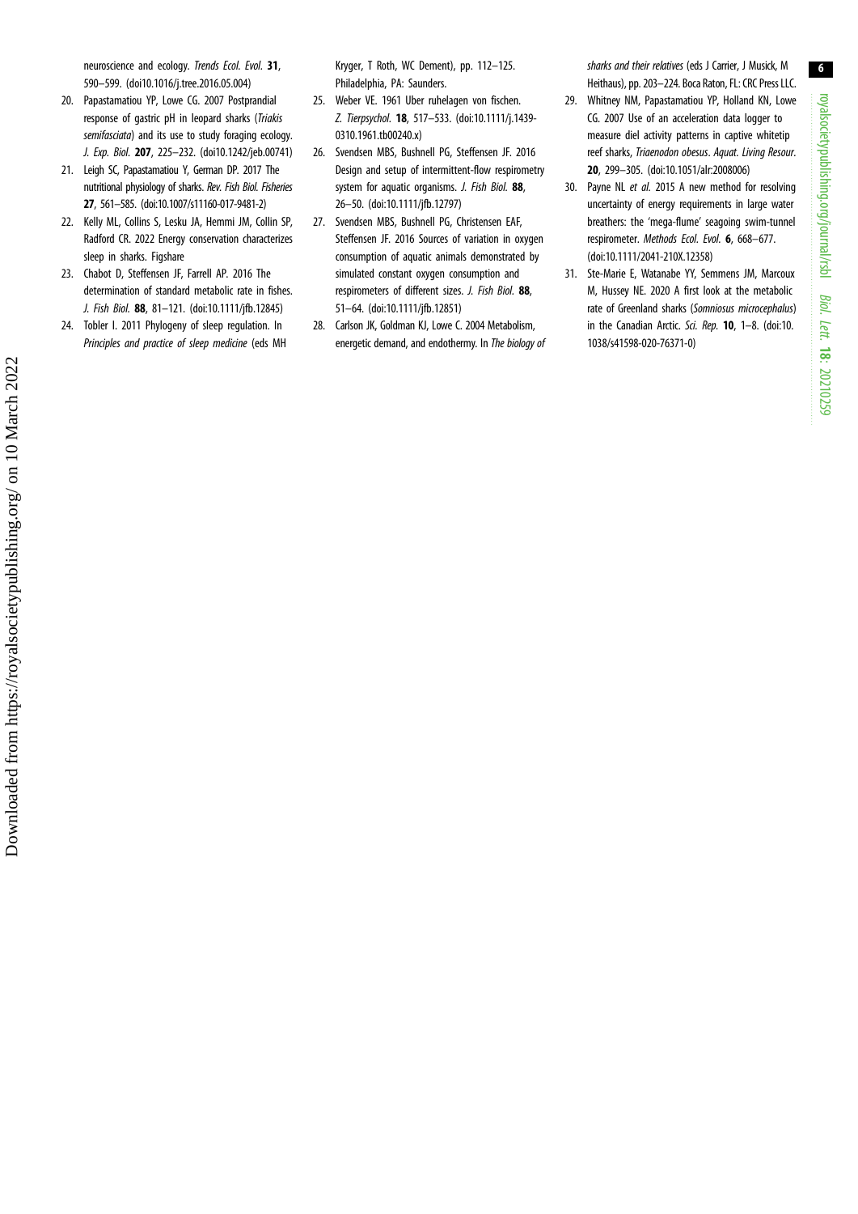neuroscience and ecology. *Trends Ecol. Evol.* **31**, 590–599. (doi10.1016/j.tree.2016.05.004)

20. Papastamatiou YP, Lowe CG. 2007 Postprandial response of gastric pH in leopard sharks (*Triakis semifasciata*) and its use to study foraging ecology. *J. Exp. Biol.* **207**, 225–232. (doi10.1242/jeb.00741)
21. Leigh SC, Papastamatiou Y, German DP. 2017 The nutritional physiology of sharks. *Rev. Fish Biol. Fisheries* **27**, 561–585. (doi:10.1007/s11160-017-9481-2)
22. Kelly ML, Collins S, Lesku JA, Hemmi JM, Collin SP, Radford CR. 2022 Energy conservation characterizes sleep in sharks. Figshare
23. Chabot D, Steffensen JF, Farrell AP. 2016 The determination of standard metabolic rate in fishes. *J. Fish Biol.* **88**, 81–121. (doi:10.1111/jfb.12845)
24. Tobler I. 2011 Phylogeny of sleep regulation. In *Principles and practice of sleep medicine* (eds MH Kryger, T Roth, WC Dement), pp. 112–125. Philadelphia, PA: Saunders.
25. Weber VE. 1961 Uber ruhelagen von fischen. *Z. Tierpsychol.* **18**, 517–533. (doi:10.1111/j.1439-0310.1961.tb00240.x)
26. Svendsen MBS, Bushnell PG, Steffensen JF. 2016 Design and setup of intermittent-flow respirometry system for aquatic organisms. *J. Fish Biol.* **88**, 26–50. (doi:10.1111/jfb.12797)
27. Svendsen MBS, Bushnell PG, Christensen EAF, Steffensen JF. 2016 Sources of variation in oxygen consumption of aquatic animals demonstrated by simulated constant oxygen consumption and respirometers of different sizes. *J. Fish Biol.* **88**, 51–64. (doi:10.1111/jfb.12851)
28. Carlson JK, Goldman KJ, Lowe C. 2004 Metabolism, energetic demand, and endothermy. In *The biology of sharks and their relatives* (eds J Carrier, J Musick, M Heithaus), pp. 203–224. Boca Raton, FL: CRC Press LLC.
29. Whitney NM, Papastamatiou YP, Holland KN, Lowe CG. 2007 Use of an acceleration data logger to measure diel activity patterns in captive whitetip reef sharks, *Triaenodon obesus*. *Aquat. Living Resour.* **20**, 299–305. (doi:10.1051/alr:2008006)
30. Payne NL *et al.* 2015 A new method for resolving uncertainty of energy requirements in large water breathers: the 'mega-flume' seagoing swim-tunnel respirometer. *Methods Ecol. Evol.* **6**, 668–677. (doi:10.1111/2041-210X.12358)
31. Ste-Marie E, Watanabe YY, Semmens JM, Marcoux M, Hussey NE. 2020 A first look at the metabolic rate of Greenland sharks (*Somniosus microcephalus*) in the Canadian Arctic. *Sci. Rep.* **10**, 1–8. (doi:10.1038/s41598-020-76371-0)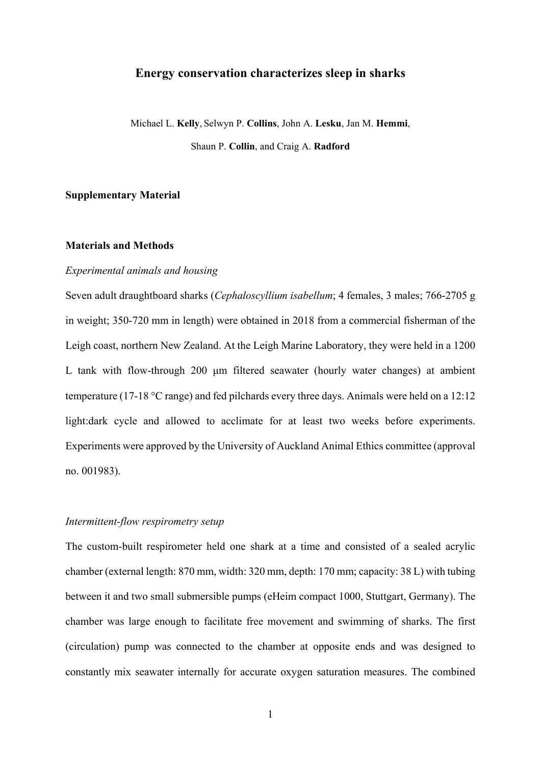# Energy conservation characterizes sleep in sharks

Michael L. **Kelly**, Selwyn P. **Collins**, John A. **Lesku**, Jan M. **Hemmi**, Shaun P. **Collin**, and Craig A. **Radford**

**Supplementary Material**

**Materials and Methods**

*Experimental animals and housing*

Seven adult draughtboard sharks (*Cephaloscyllium isabellum*; 4 females, 3 males; 766-2705 g in weight; 350-720 mm in length) were obtained in 2018 from a commercial fisherman of the Leigh coast, northern New Zealand. At the Leigh Marine Laboratory, they were held in a 1200 L tank with flow-through 200 μm filtered seawater (hourly water changes) at ambient temperature (17-18 °C range) and fed pilchards every three days. Animals were held on a 12:12 light:dark cycle and allowed to acclimate for at least two weeks before experiments. Experiments were approved by the University of Auckland Animal Ethics committee (approval no. 001983).

*Intermittent-flow respirometry setup*

The custom-built respirometer held one shark at a time and consisted of a sealed acrylic chamber (external length: 870 mm, width: 320 mm, depth: 170 mm; capacity: 38 L) with tubing between it and two small submersible pumps (eHeim compact 1000, Stuttgart, Germany). The chamber was large enough to facilitate free movement and swimming of sharks. The first (circulation) pump was connected to the chamber at opposite ends and was designed to constantly mix seawater internally for accurate oxygen saturation measures. The combined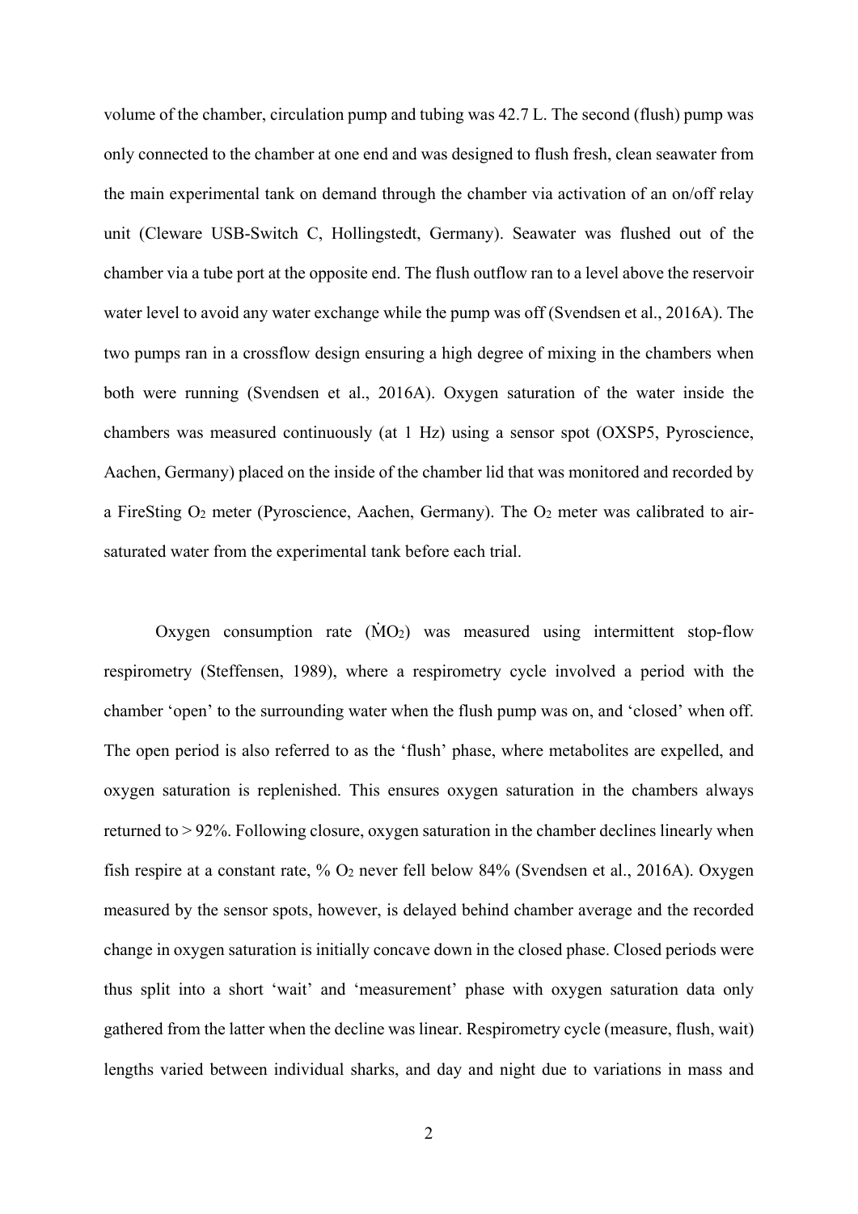volume of the chamber, circulation pump and tubing was 42.7 L. The second (flush) pump was only connected to the chamber at one end and was designed to flush fresh, clean seawater from the main experimental tank on demand through the chamber via activation of an on/off relay unit (Cleware USB-Switch C, Hollingstedt, Germany). Seawater was flushed out of the chamber via a tube port at the opposite end. The flush outflow ran to a level above the reservoir water level to avoid any water exchange while the pump was off (Svendsen et al., 2016A). The two pumps ran in a crossflow design ensuring a high degree of mixing in the chambers when both were running (Svendsen et al., 2016A). Oxygen saturation of the water inside the chambers was measured continuously (at 1 Hz) using a sensor spot (OXSP5, Pyroscience, Aachen, Germany) placed on the inside of the chamber lid that was monitored and recorded by a FireSting $O_2$ meter (Pyroscience, Aachen, Germany). The $O_2$ meter was calibrated to air-saturated water from the experimental tank before each trial.

Oxygen consumption rate ($\dot{M}O_2$) was measured using intermittent stop-flow respirometry (Steffensen, 1989), where a respirometry cycle involved a period with the chamber 'open' to the surrounding water when the flush pump was on, and 'closed' when off. The open period is also referred to as the 'flush' phase, where metabolites are expelled, and oxygen saturation is replenished. This ensures oxygen saturation in the chambers always returned to > 92%. Following closure, oxygen saturation in the chamber declines linearly when fish respire at a constant rate, % $O_2$ never fell below 84% (Svendsen et al., 2016A). Oxygen measured by the sensor spots, however, is delayed behind chamber average and the recorded change in oxygen saturation is initially concave down in the closed phase. Closed periods were thus split into a short 'wait' and 'measurement' phase with oxygen saturation data only gathered from the latter when the decline was linear. Respirometry cycle (measure, flush, wait) lengths varied between individual sharks, and day and night due to variations in mass and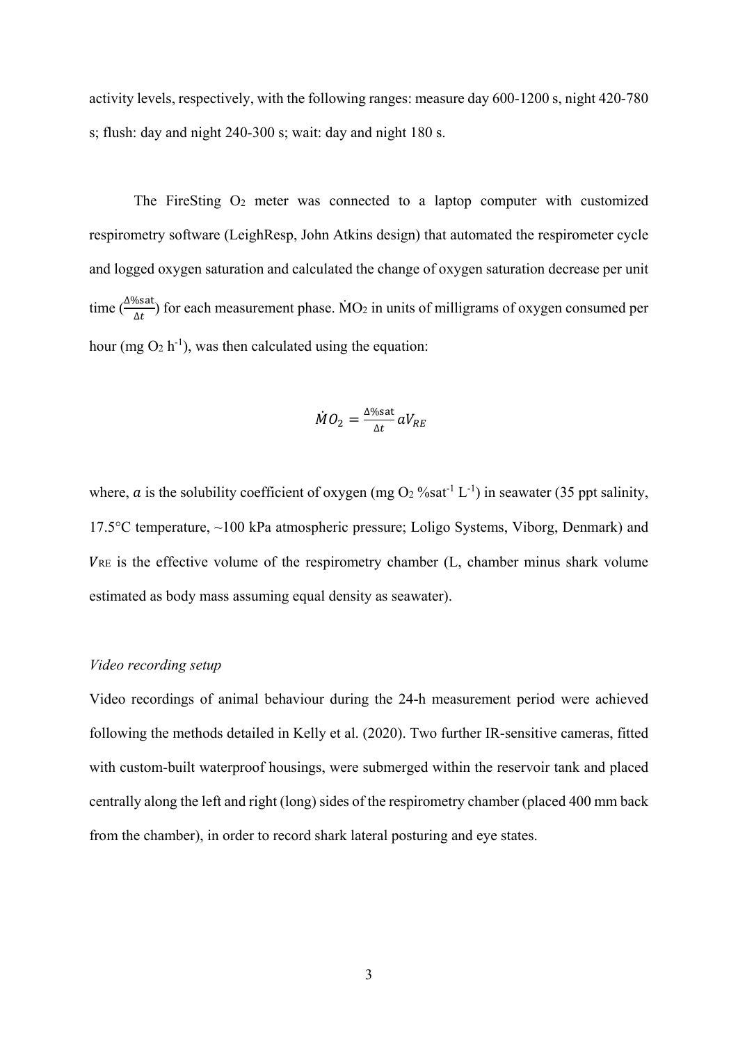activity levels, respectively, with the following ranges: measure day 600-1200 s, night 420-780 s; flush: day and night 240-300 s; wait: day and night 180 s.

The FireSting $O_2$ meter was connected to a laptop computer with customized respirometry software (LeighResp, John Atkins design) that automated the respirometer cycle and logged oxygen saturation and calculated the change of oxygen saturation decrease per unit time ($\frac{\Delta\%\text{sat}}{\Delta t}$) for each measurement phase. $\dot{M}O_2$ in units of milligrams of oxygen consumed per hour (mg $O_2$ $h^{-1}$), was then calculated using the equation:

$$\dot{M}O_2 = \frac{\Delta\%\text{sat}}{\Delta t} a V_{RE}$$

where, $a$ is the solubility coefficient of oxygen (mg $O_2$ $\%\text{sat}^{-1}$ $L^{-1}$) in seawater (35 ppt salinity, 17.5°C temperature, ~100 kPa atmospheric pressure; Loligo Systems, Viborg, Denmark) and $V_{RE}$ is the effective volume of the respirometry chamber (L, chamber minus shark volume estimated as body mass assuming equal density as seawater).

*Video recording setup*

Video recordings of animal behaviour during the 24-h measurement period were achieved following the methods detailed in Kelly et al. (2020). Two further IR-sensitive cameras, fitted with custom-built waterproof housings, were submerged within the reservoir tank and placed centrally along the left and right (long) sides of the respirometry chamber (placed 400 mm back from the chamber), in order to record shark lateral posturing and eye states.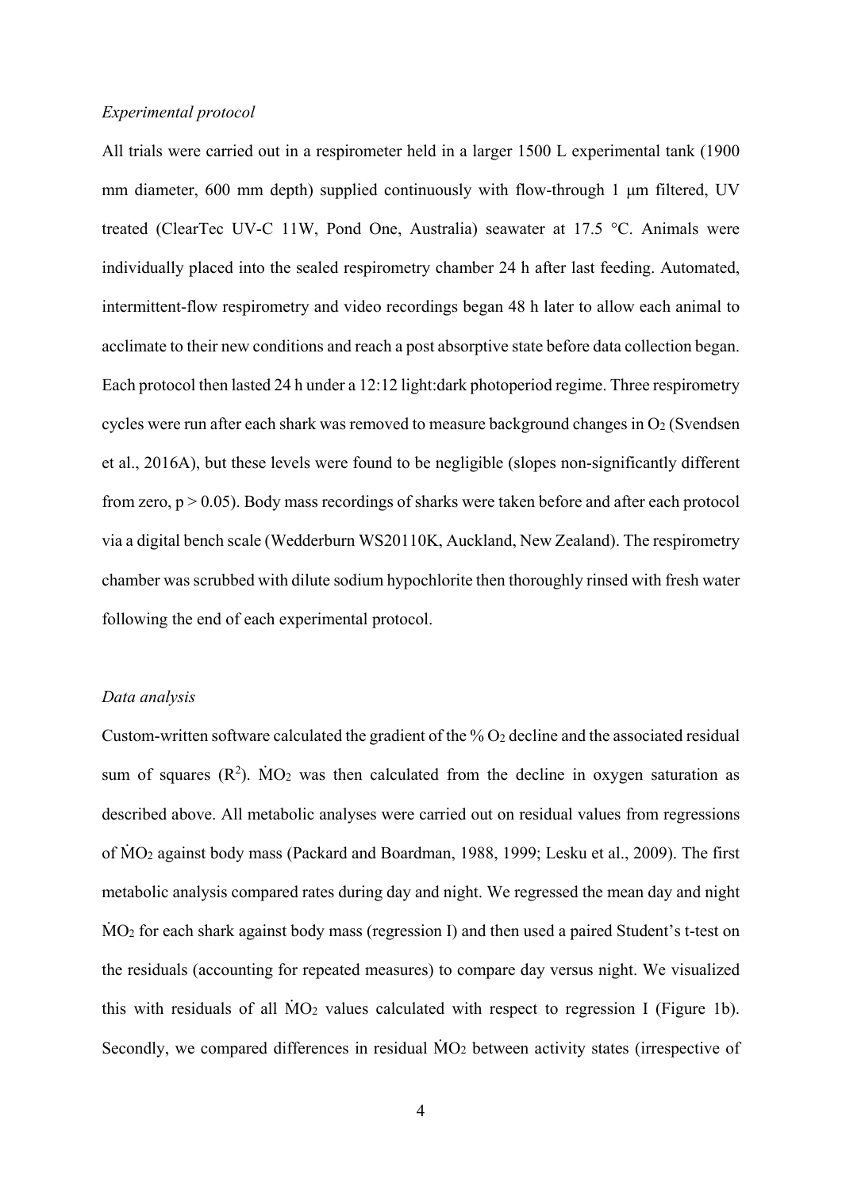*Experimental protocol*

All trials were carried out in a respirometer held in a larger 1500 L experimental tank (1900 mm diameter, 600 mm depth) supplied continuously with flow-through 1 μm filtered, UV treated (ClearTec UV-C 11W, Pond One, Australia) seawater at 17.5 °C. Animals were individually placed into the sealed respirometry chamber 24 h after last feeding. Automated, intermittent-flow respirometry and video recordings began 48 h later to allow each animal to acclimate to their new conditions and reach a post absorptive state before data collection began. Each protocol then lasted 24 h under a 12:12 light:dark photoperiod regime. Three respirometry cycles were run after each shark was removed to measure background changes in $O_2$ (Svendsen et al., 2016A), but these levels were found to be negligible (slopes non-significantly different from zero, $p > 0.05$). Body mass recordings of sharks were taken before and after each protocol via a digital bench scale (Wedderburn WS20110K, Auckland, New Zealand). The respirometry chamber was scrubbed with dilute sodium hypochlorite then thoroughly rinsed with fresh water following the end of each experimental protocol.

*Data analysis*

Custom-written software calculated the gradient of the % $O_2$ decline and the associated residual sum of squares ($R^2$). $\dot{M}O_2$ was then calculated from the decline in oxygen saturation as described above. All metabolic analyses were carried out on residual values from regressions of $\dot{M}O_2$ against body mass (Packard and Boardman, 1988, 1999; Lesku et al., 2009). The first metabolic analysis compared rates during day and night. We regressed the mean day and night $\dot{M}O_2$ for each shark against body mass (regression I) and then used a paired Student's t-test on the residuals (accounting for repeated measures) to compare day versus night. We visualized this with residuals of all $\dot{M}O_2$ values calculated with respect to regression I (Figure 1b). Secondly, we compared differences in residual $\dot{M}O_2$ between activity states (irrespective of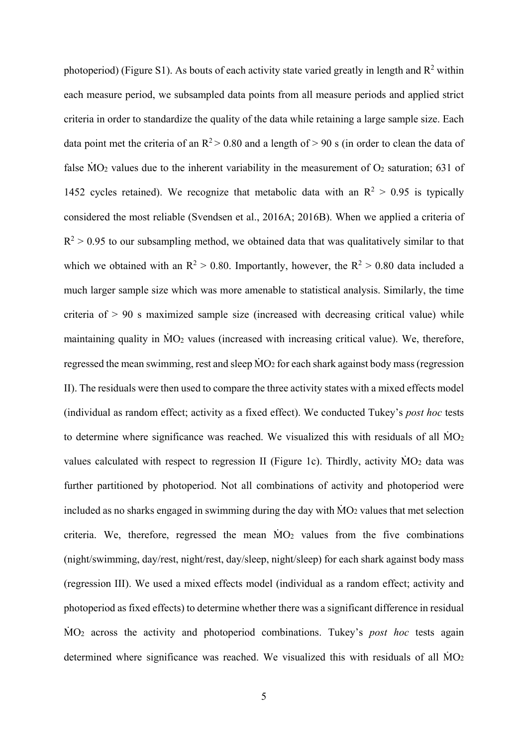photoperiod) (Figure S1). As bouts of each activity state varied greatly in length and $R^2$ within each measure period, we subsampled data points from all measure periods and applied strict criteria in order to standardize the quality of the data while retaining a large sample size. Each data point met the criteria of an $R^2 > 0.80$ and a length of > 90 s (in order to clean the data of false $\dot{M}O_2$ values due to the inherent variability in the measurement of $O_2$ saturation; 631 of 1452 cycles retained). We recognize that metabolic data with an $R^2 > 0.95$ is typically considered the most reliable (Svendsen et al., 2016A; 2016B). When we applied a criteria of $R^2 > 0.95$ to our subsampling method, we obtained data that was qualitatively similar to that which we obtained with an $R^2 > 0.80$. Importantly, however, the $R^2 > 0.80$ data included a much larger sample size which was more amenable to statistical analysis. Similarly, the time criteria of > 90 s maximized sample size (increased with decreasing critical value) while maintaining quality in $\dot{M}O_2$ values (increased with increasing critical value). We, therefore, regressed the mean swimming, rest and sleep $\dot{M}O_2$ for each shark against body mass (regression II). The residuals were then used to compare the three activity states with a mixed effects model (individual as random effect; activity as a fixed effect). We conducted Tukey's *post hoc* tests to determine where significance was reached. We visualized this with residuals of all $\dot{M}O_2$ values calculated with respect to regression II (Figure 1c). Thirdly, activity $\dot{M}O_2$ data was further partitioned by photoperiod. Not all combinations of activity and photoperiod were included as no sharks engaged in swimming during the day with $\dot{M}O_2$ values that met selection criteria. We, therefore, regressed the mean $\dot{M}O_2$ values from the five combinations (night/swimming, day/rest, night/rest, day/sleep, night/sleep) for each shark against body mass (regression III). We used a mixed effects model (individual as a random effect; activity and photoperiod as fixed effects) to determine whether there was a significant difference in residual $\dot{M}O_2$ across the activity and photoperiod combinations. Tukey's *post hoc* tests again determined where significance was reached. We visualized this with residuals of all $\dot{M}O_2$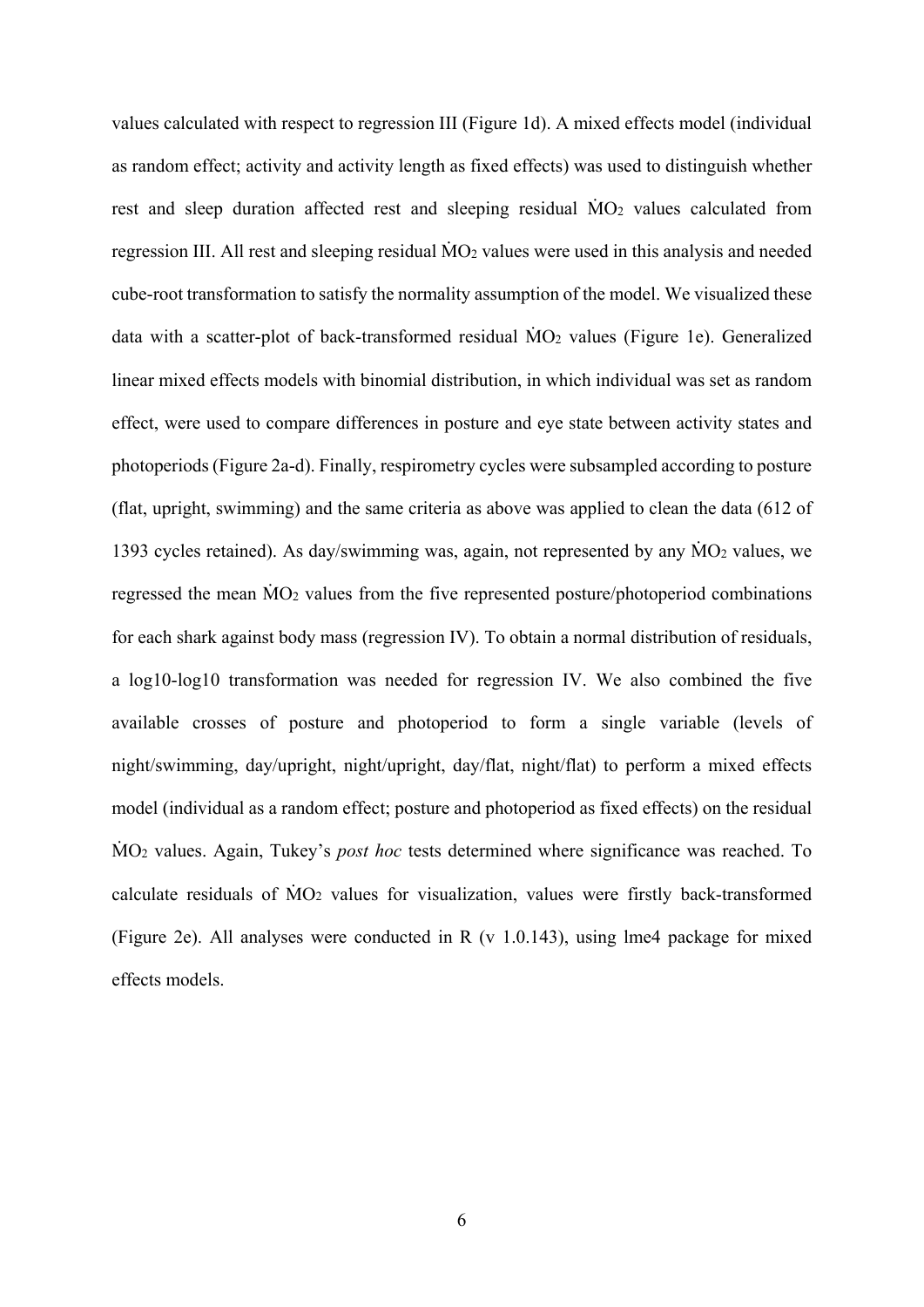values calculated with respect to regression III (Figure 1d). A mixed effects model (individual as random effect; activity and activity length as fixed effects) was used to distinguish whether rest and sleep duration affected rest and sleeping residual $\dot{M}O_2$ values calculated from regression III. All rest and sleeping residual $\dot{M}O_2$ values were used in this analysis and needed cube-root transformation to satisfy the normality assumption of the model. We visualized these data with a scatter-plot of back-transformed residual $\dot{M}O_2$ values (Figure 1e). Generalized linear mixed effects models with binomial distribution, in which individual was set as random effect, were used to compare differences in posture and eye state between activity states and photoperiods (Figure 2a-d). Finally, respirometry cycles were subsampled according to posture (flat, upright, swimming) and the same criteria as above was applied to clean the data (612 of 1393 cycles retained). As day/swimming was, again, not represented by any $\dot{M}O_2$ values, we regressed the mean $\dot{M}O_2$ values from the five represented posture/photoperiod combinations for each shark against body mass (regression IV). To obtain a normal distribution of residuals, a log10-log10 transformation was needed for regression IV. We also combined the five available crosses of posture and photoperiod to form a single variable (levels of night/swimming, day/upright, night/upright, day/flat, night/flat) to perform a mixed effects model (individual as a random effect; posture and photoperiod as fixed effects) on the residual $\dot{M}O_2$ values. Again, Tukey's *post hoc* tests determined where significance was reached. To calculate residuals of $\dot{M}O_2$ values for visualization, values were firstly back-transformed (Figure 2e). All analyses were conducted in R (v 1.0.143), using lme4 package for mixed effects models.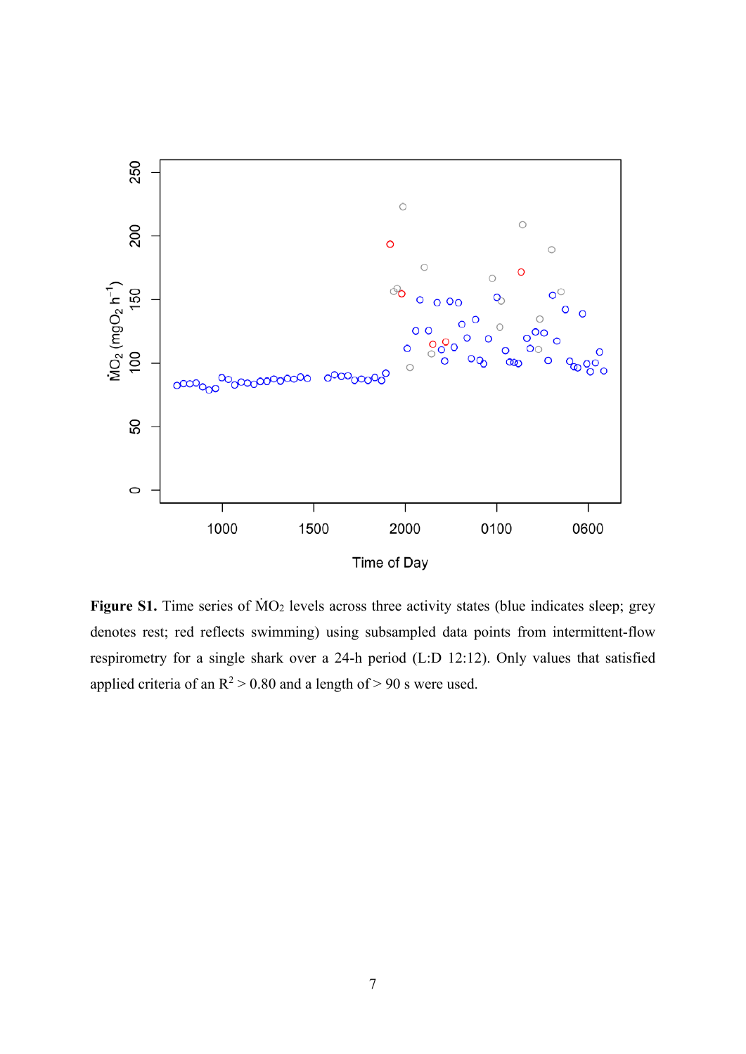**Figure S1.** Time series of $\dot{M}O_2$ levels across three activity states (blue indicates sleep; grey denotes rest; red reflects swimming) using subsampled data points from intermittent-flow respirometry for a single shark over a 24-h period (L:D 12:12). Only values that satisfied applied criteria of an $R^2 > 0.80$ and a length of > 90 s were used.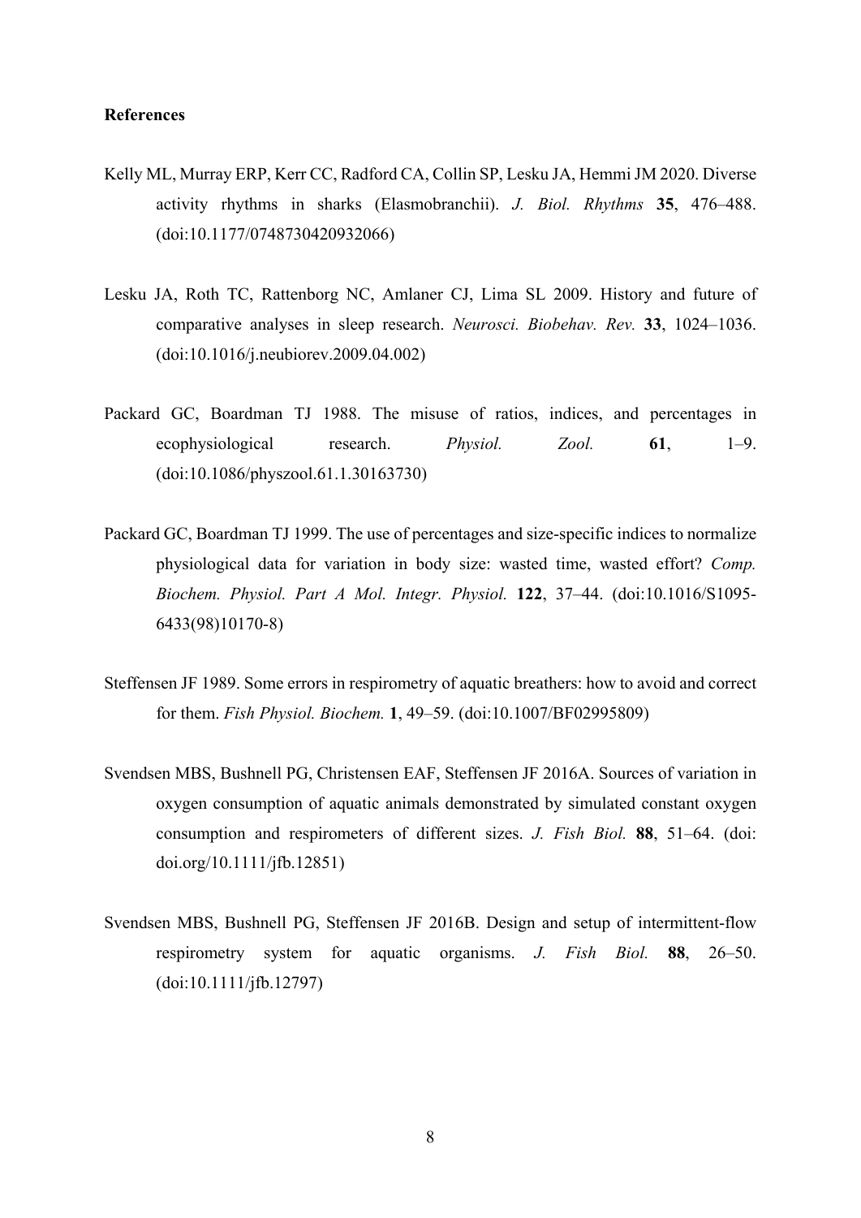**References**

Kelly ML, Murray ERP, Kerr CC, Radford CA, Collin SP, Lesku JA, Hemmi JM 2020. Diverse activity rhythms in sharks (Elasmobranchii). *J. Biol. Rhythms* **35**, 476–488. (doi:10.1177/0748730420932066)

Lesku JA, Roth TC, Rattenborg NC, Amlaner CJ, Lima SL 2009. History and future of comparative analyses in sleep research. *Neurosci. Biobehav. Rev.* **33**, 1024–1036. (doi:10.1016/j.neubiorev.2009.04.002)

Packard GC, Boardman TJ 1988. The misuse of ratios, indices, and percentages in ecophysiological research. *Physiol. Zool.* **61**, 1–9. (doi:10.1086/physzool.61.1.30163730)

Packard GC, Boardman TJ 1999. The use of percentages and size-specific indices to normalize physiological data for variation in body size: wasted time, wasted effort? *Comp. Biochem. Physiol. Part A Mol. Integr. Physiol.* **122**, 37–44. (doi:10.1016/S1095-6433(98)10170-8)

Steffensen JF 1989. Some errors in respirometry of aquatic breathers: how to avoid and correct for them. *Fish Physiol. Biochem.* **1**, 49–59. (doi:10.1007/BF02995809)

Svendsen MBS, Bushnell PG, Christensen EAF, Steffensen JF 2016A. Sources of variation in oxygen consumption of aquatic animals demonstrated by simulated constant oxygen consumption and respirometers of different sizes. *J. Fish Biol.* **88**, 51–64. (doi: doi.org/10.1111/jfb.12851)

Svendsen MBS, Bushnell PG, Steffensen JF 2016B. Design and setup of intermittent-flow respirometry system for aquatic organisms. *J. Fish Biol.* **88**, 26–50. (doi:10.1111/jfb.12797)